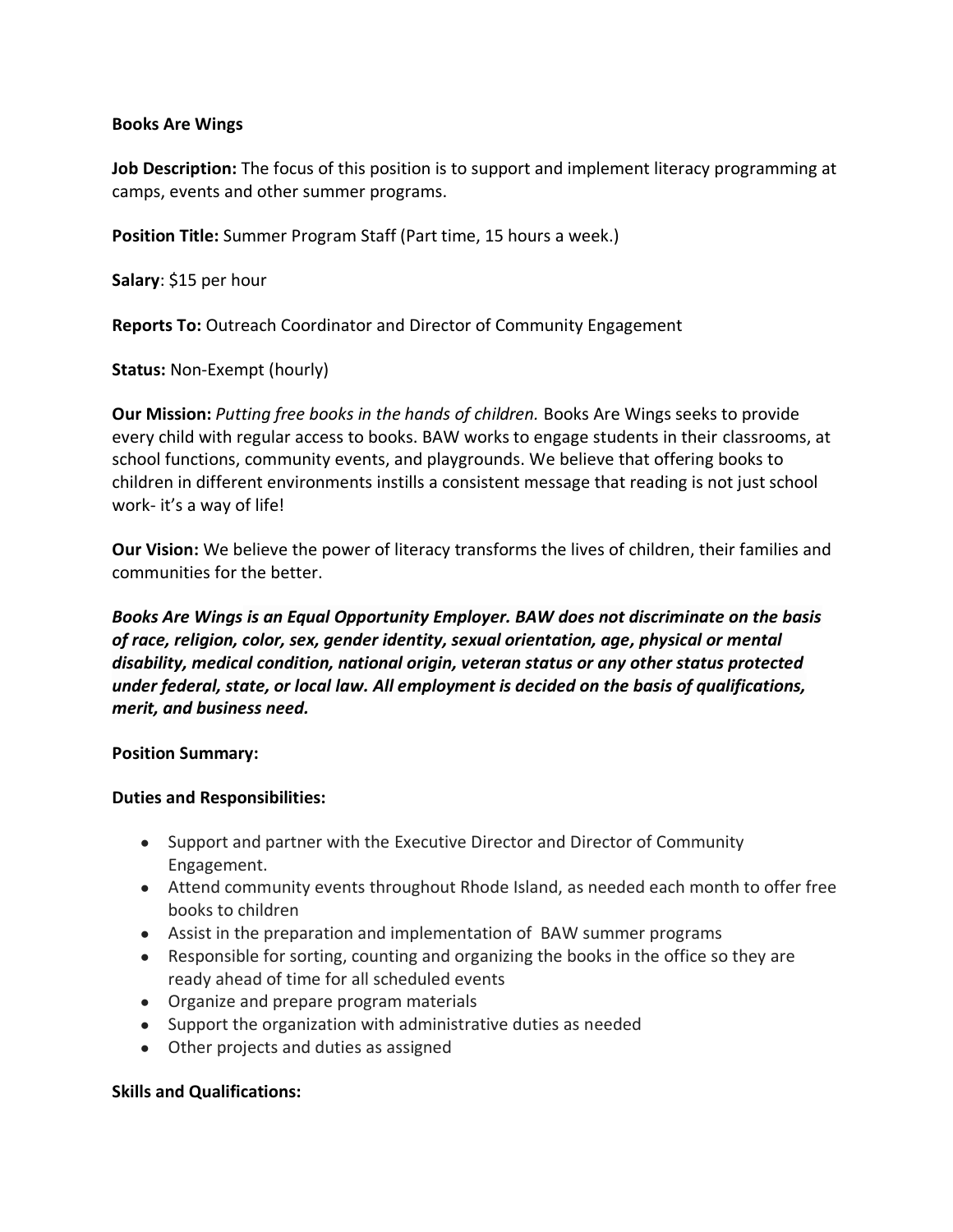**Books Are Wings**

**Job Description:** The focus of this position is to support and implement literacy programming at camps, events and other summer programs.

**Position Title:** Summer Program Staff (Part time, 15 hours a week.)

**Salary**: $15 per hour

**Reports To:** Outreach Coordinator and Director of Community Engagement

**Status:** Non-Exempt (hourly)

**Our Mission:** *Putting free books in the hands of children.* Books Are Wings seeks to provide every child with regular access to books. BAW works to engage students in their classrooms, at school functions, community events, and playgrounds. We believe that offering books to children in different environments instills a consistent message that reading is not just school work- it's a way of life!

**Our Vision:** We believe the power of literacy transforms the lives of children, their families and communities for the better.

***Books Are Wings is an Equal Opportunity Employer. BAW does not discriminate on the basis of race, religion, color, sex, gender identity, sexual orientation, age, physical or mental disability, medical condition, national origin, veteran status or any other status protected under federal, state, or local law. All employment is decided on the basis of qualifications, merit, and business need.***

**Position Summary:**

**Duties and Responsibilities:**

- Support and partner with the Executive Director and Director of Community Engagement.
- Attend community events throughout Rhode Island, as needed each month to offer free books to children
- Assist in the preparation and implementation of BAW summer programs
- Responsible for sorting, counting and organizing the books in the office so they are ready ahead of time for all scheduled events
- Organize and prepare program materials
- Support the organization with administrative duties as needed
- Other projects and duties as assigned

**Skills and Qualifications:**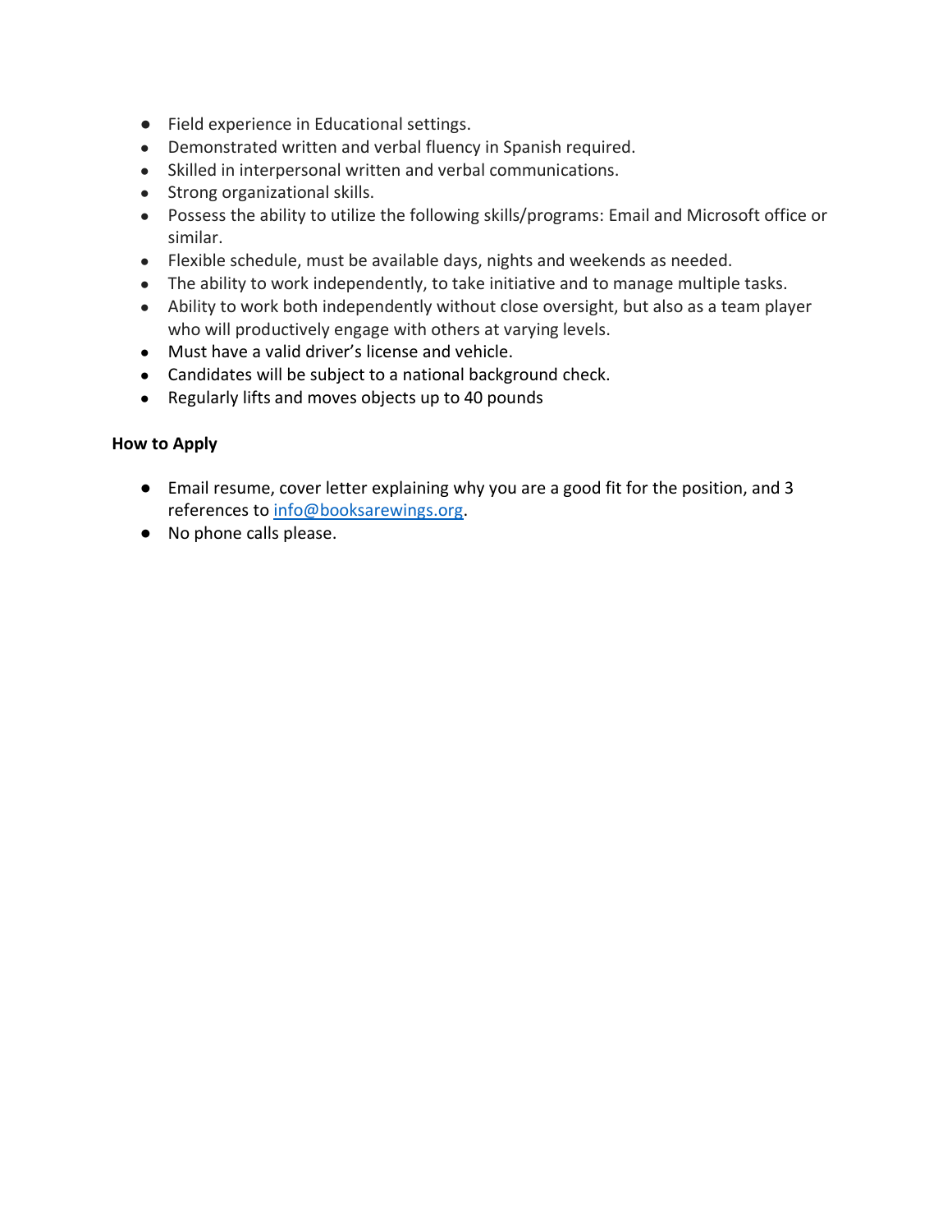- Field experience in Educational settings.
- Demonstrated written and verbal fluency in Spanish required.
- Skilled in interpersonal written and verbal communications.
- Strong organizational skills.
- Possess the ability to utilize the following skills/programs: Email and Microsoft office or similar.
- Flexible schedule, must be available days, nights and weekends as needed.
- The ability to work independently, to take initiative and to manage multiple tasks.
- Ability to work both independently without close oversight, but also as a team player who will productively engage with others at varying levels.
- Must have a valid driver's license and vehicle.
- Candidates will be subject to a national background check.
- Regularly lifts and moves objects up to 40 pounds

**How to Apply**

- Email resume, cover letter explaining why you are a good fit for the position, and 3 references to info@booksarewings.org.
- No phone calls please.